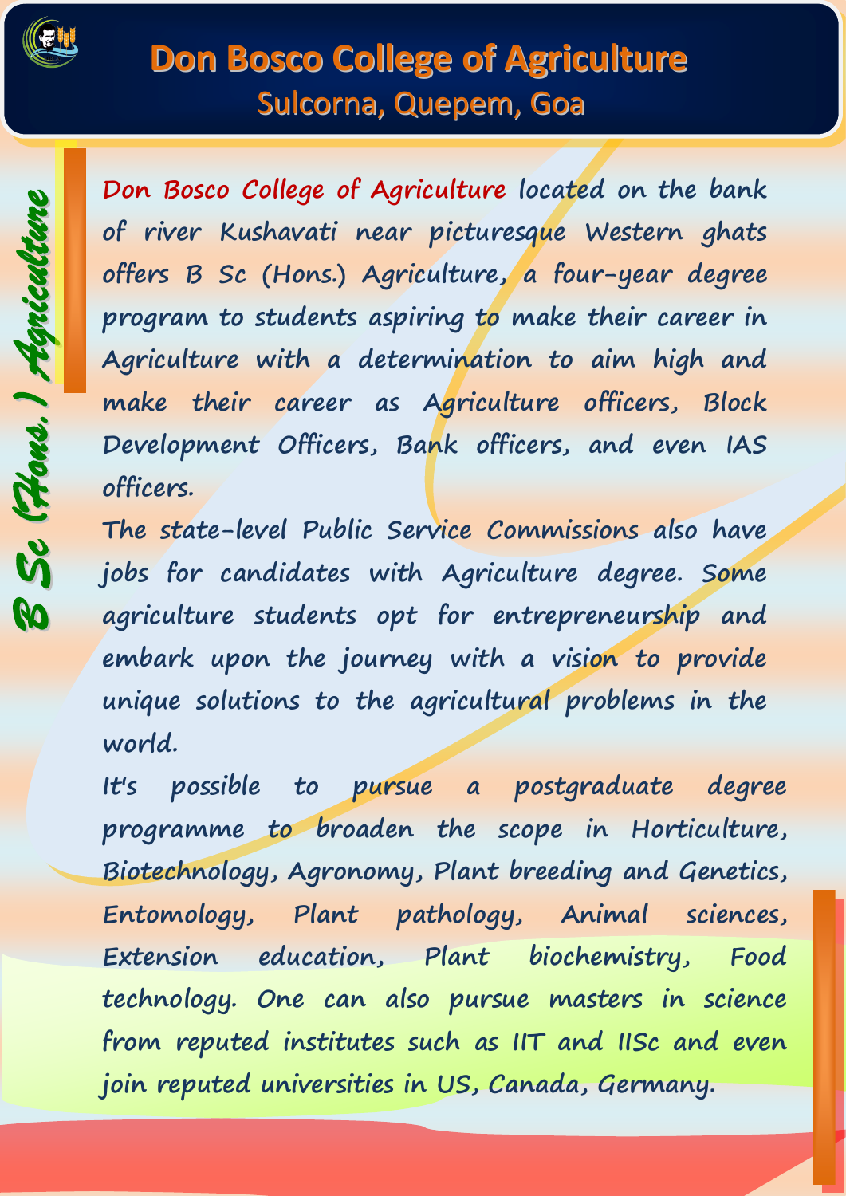# Don Bosco College of Agriculture

## Sulcorna, Quepem, Goa

**B Sc (Hons.) Agriculture**

**Don Bosco College of Agriculture** located on the bank of river Kushavati near picturesque Western ghats offers B Sc (Hons.) Agriculture, a four-year degree program to students aspiring to make their career in Agriculture with a determination to aim high and make their career as Agriculture officers, Block Development Officers, Bank officers, and even IAS officers.

The state-level Public Service Commissions also have jobs for candidates with Agriculture degree. Some agriculture students opt for entrepreneurship and embark upon the journey with a vision to provide unique solutions to the agricultural problems in the world.

It's possible to pursue a postgraduate degree programme to broaden the scope in Horticulture, Biotechnology, Agronomy, Plant breeding and Genetics, Entomology, Plant pathology, Animal sciences, Extension education, Plant biochemistry, Food technology. One can also pursue masters in science from reputed institutes such as IIT and IISc and even join reputed universities in US, Canada, Germany.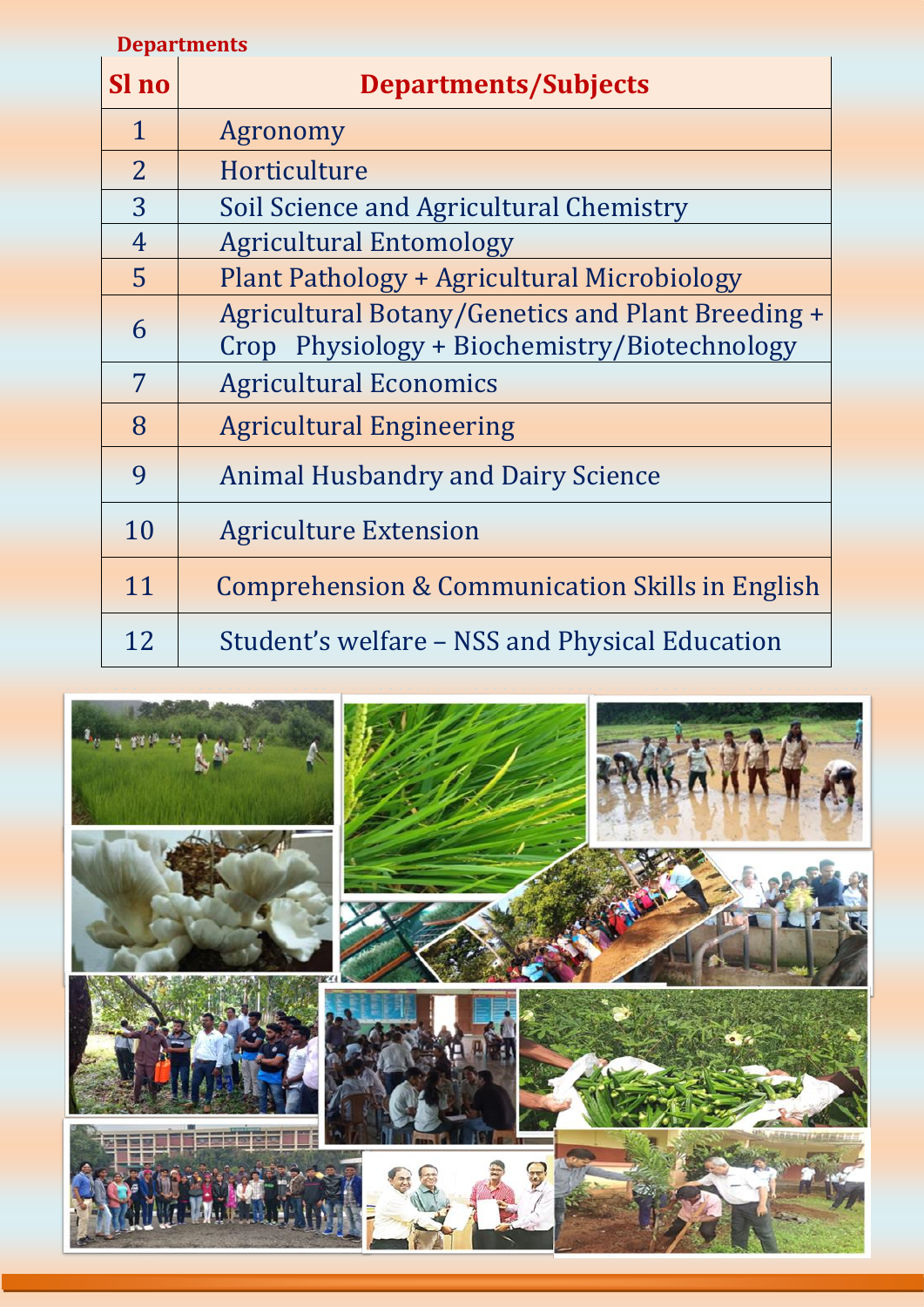**Departments**

| Sl no | Departments/Subjects |
|---|---|
| 1 | Agronomy |
| 2 | Horticulture |
| 3 | Soil Science and Agricultural Chemistry |
| 4 | Agricultural Entomology |
| 5 | Plant Pathology + Agricultural Microbiology |
| 6 | Agricultural Botany/Genetics and Plant Breeding + Crop Physiology + Biochemistry/Biotechnology |
| 7 | Agricultural Economics |
| 8 | Agricultural Engineering |
| 9 | Animal Husbandry and Dairy Science |
| 10 | Agriculture Extension |
| 11 | Comprehension & Communication Skills in English |
| 12 | Student's welfare – NSS and Physical Education |